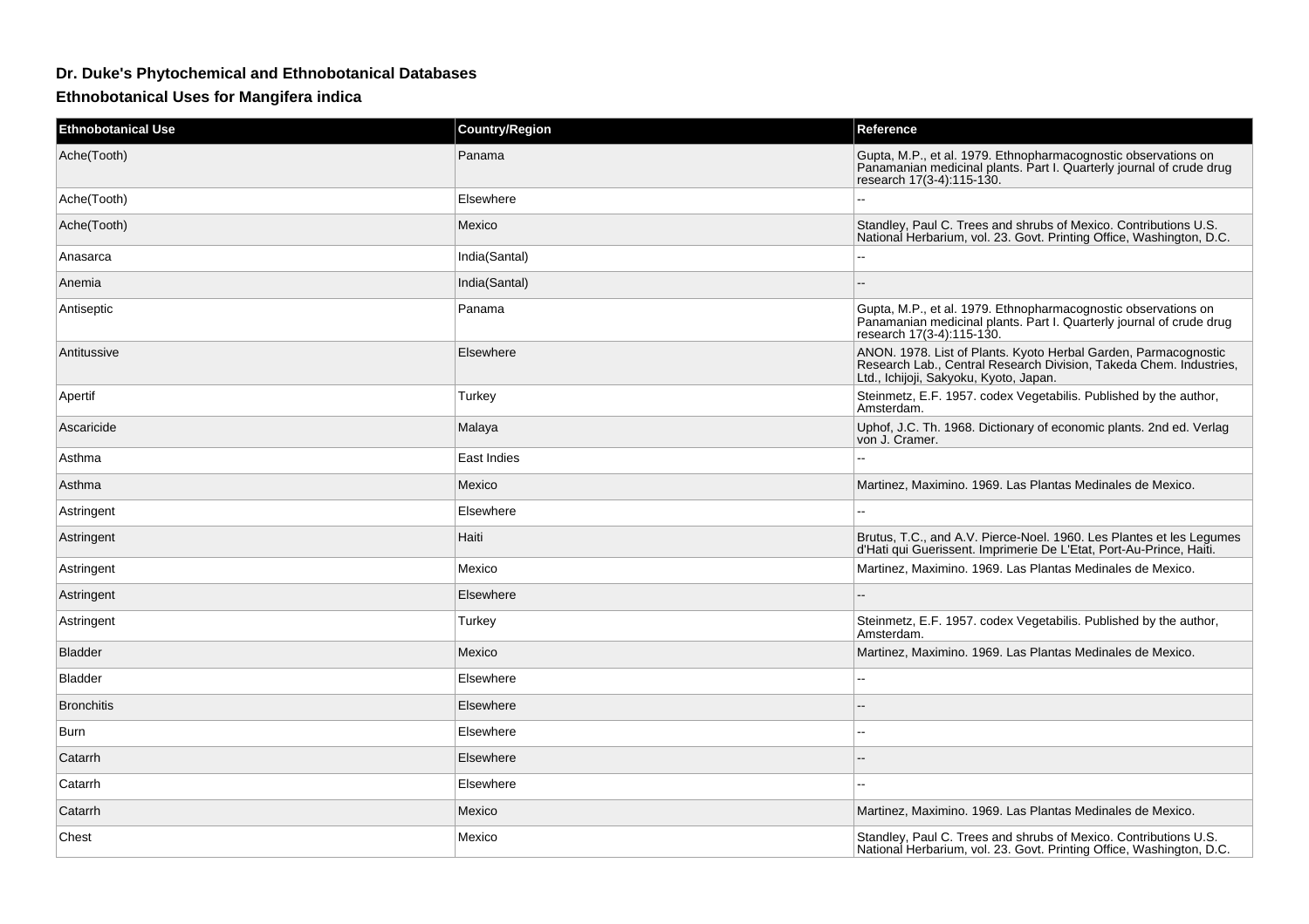# Dr. Duke's Phytochemical and Ethnobotanical Databases

## Ethnobotanical Uses for Mangifera indica

| Ethnobotanical Use | Country/Region | Reference |
| --- | --- | --- |
| Ache(Tooth) | Panama | Gupta, M.P., et al. 1979. Ethnopharmacognostic observations on Panamanian medicinal plants. Part I. Quarterly journal of crude drug research 17(3-4):115-130. |
| Ache(Tooth) | Elsewhere | -- |
| Ache(Tooth) | Mexico | Standley, Paul C. Trees and shrubs of Mexico. Contributions U.S. National Herbarium, vol. 23. Govt. Printing Office, Washington, D.C. |
| Anasarca | India(Santal) | -- |
| Anemia | India(Santal) | -- |
| Antiseptic | Panama | Gupta, M.P., et al. 1979. Ethnopharmacognostic observations on Panamanian medicinal plants. Part I. Quarterly journal of crude drug research 17(3-4):115-130. |
| Antitussive | Elsewhere | ANON. 1978. List of Plants. Kyoto Herbal Garden, Parmacognostic Research Lab., Central Research Division, Takeda Chem. Industries, Ltd., Ichijoji, Sakyoku, Kyoto, Japan. |
| Apertif | Turkey | Steinmetz, E.F. 1957. codex Vegetabilis. Published by the author, Amsterdam. |
| Ascaricide | Malaya | Uphof, J.C. Th. 1968. Dictionary of economic plants. 2nd ed. Verlag von J. Cramer. |
| Asthma | East Indies | -- |
| Asthma | Mexico | Martinez, Maximino. 1969. Las Plantas Medinales de Mexico. |
| Astringent | Elsewhere | -- |
| Astringent | Haiti | Brutus, T.C., and A.V. Pierce-Noel. 1960. Les Plantes et les Legumes d'Hati qui Guerissent. Imprimerie De L'Etat, Port-Au-Prince, Haiti. |
| Astringent | Mexico | Martinez, Maximino. 1969. Las Plantas Medinales de Mexico. |
| Astringent | Elsewhere | -- |
| Astringent | Turkey | Steinmetz, E.F. 1957. codex Vegetabilis. Published by the author, Amsterdam. |
| Bladder | Mexico | Martinez, Maximino. 1969. Las Plantas Medinales de Mexico. |
| Bladder | Elsewhere | -- |
| Bronchitis | Elsewhere | -- |
| Burn | Elsewhere | -- |
| Catarrh | Elsewhere | -- |
| Catarrh | Elsewhere | -- |
| Catarrh | Mexico | Martinez, Maximino. 1969. Las Plantas Medinales de Mexico. |
| Chest | Mexico | Standley, Paul C. Trees and shrubs of Mexico. Contributions U.S. National Herbarium, vol. 23. Govt. Printing Office, Washington, D.C. |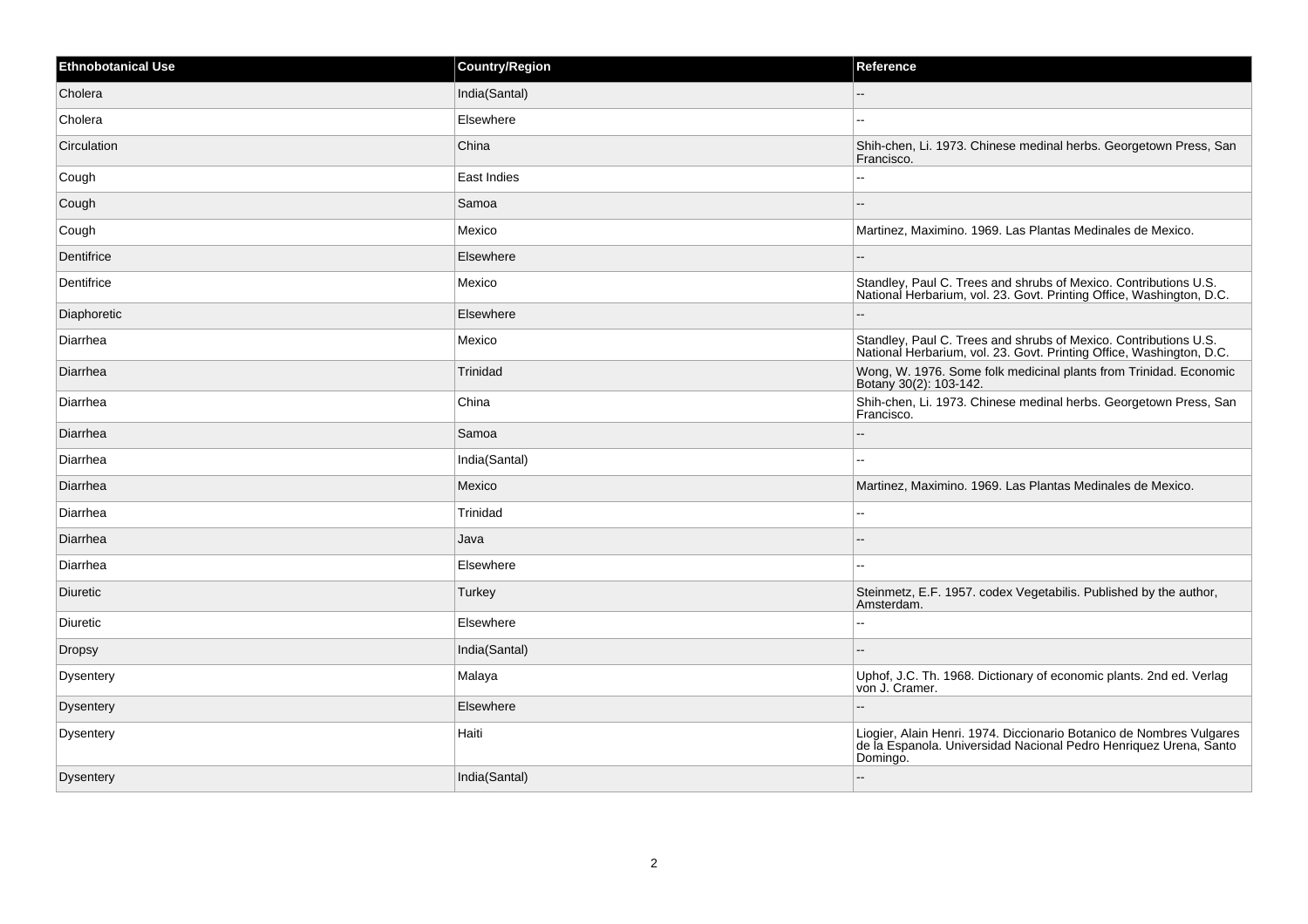| Ethnobotanical Use | Country/Region | Reference |
| --- | --- | --- |
| Cholera | India(Santal) | -- |
| Cholera | Elsewhere | -- |
| Circulation | China | Shih-chen, Li. 1973. Chinese medinal herbs. Georgetown Press, San Francisco. |
| Cough | East Indies | -- |
| Cough | Samoa | -- |
| Cough | Mexico | Martinez, Maximino. 1969. Las Plantas Medinales de Mexico. |
| Dentifrice | Elsewhere | -- |
| Dentifrice | Mexico | Standley, Paul C. Trees and shrubs of Mexico. Contributions U.S. National Herbarium, vol. 23. Govt. Printing Office, Washington, D.C. |
| Diaphoretic | Elsewhere | -- |
| Diarrhea | Mexico | Standley, Paul C. Trees and shrubs of Mexico. Contributions U.S. National Herbarium, vol. 23. Govt. Printing Office, Washington, D.C. |
| Diarrhea | Trinidad | Wong, W. 1976. Some folk medicinal plants from Trinidad. Economic Botany 30(2): 103-142. |
| Diarrhea | China | Shih-chen, Li. 1973. Chinese medinal herbs. Georgetown Press, San Francisco. |
| Diarrhea | Samoa | -- |
| Diarrhea | India(Santal) | -- |
| Diarrhea | Mexico | Martinez, Maximino. 1969. Las Plantas Medinales de Mexico. |
| Diarrhea | Trinidad | -- |
| Diarrhea | Java | -- |
| Diarrhea | Elsewhere | -- |
| Diuretic | Turkey | Steinmetz, E.F. 1957. codex Vegetabilis. Published by the author, Amsterdam. |
| Diuretic | Elsewhere | -- |
| Dropsy | India(Santal) | -- |
| Dysentery | Malaya | Uphof, J.C. Th. 1968. Dictionary of economic plants. 2nd ed. Verlag von J. Cramer. |
| Dysentery | Elsewhere | -- |
| Dysentery | Haiti | Liogier, Alain Henri. 1974. Diccionario Botanico de Nombres Vulgares de la Espanola. Universidad Nacional Pedro Henriquez Urena, Santo Domingo. |
| Dysentery | India(Santal) | -- |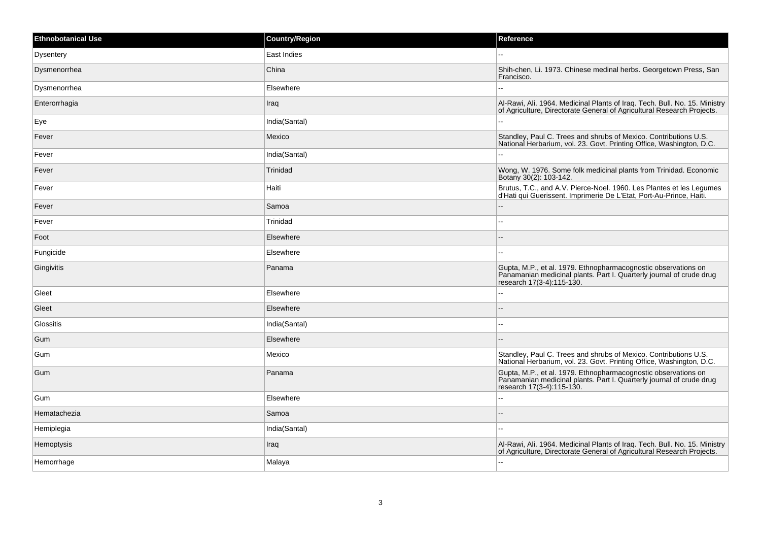| Ethnobotanical Use | Country/Region | Reference |
| --- | --- | --- |
| Dysentery | East Indies | -- |
| Dysmenorrhea | China | Shih-chen, Li. 1973. Chinese medinal herbs. Georgetown Press, San Francisco. |
| Dysmenorrhea | Elsewhere | -- |
| Enterorrhagia | Iraq | Al-Rawi, Ali. 1964. Medicinal Plants of Iraq. Tech. Bull. No. 15. Ministry of Agriculture, Directorate General of Agricultural Research Projects. |
| Eye | India(Santal) | -- |
| Fever | Mexico | Standley, Paul C. Trees and shrubs of Mexico. Contributions U.S. National Herbarium, vol. 23. Govt. Printing Office, Washington, D.C. |
| Fever | India(Santal) | -- |
| Fever | Trinidad | Wong, W. 1976. Some folk medicinal plants from Trinidad. Economic Botany 30(2): 103-142. |
| Fever | Haiti | Brutus, T.C., and A.V. Pierce-Noel. 1960. Les Plantes et les Legumes d'Hati qui Guerissent. Imprimerie De L'Etat, Port-Au-Prince, Haiti. |
| Fever | Samoa | -- |
| Fever | Trinidad | -- |
| Foot | Elsewhere | -- |
| Fungicide | Elsewhere | -- |
| Gingivitis | Panama | Gupta, M.P., et al. 1979. Ethnopharmacognostic observations on Panamanian medicinal plants. Part I. Quarterly journal of crude drug research 17(3-4):115-130. |
| Gleet | Elsewhere | -- |
| Gleet | Elsewhere | -- |
| Glossitis | India(Santal) | -- |
| Gum | Elsewhere | -- |
| Gum | Mexico | Standley, Paul C. Trees and shrubs of Mexico. Contributions U.S. National Herbarium, vol. 23. Govt. Printing Office, Washington, D.C. |
| Gum | Panama | Gupta, M.P., et al. 1979. Ethnopharmacognostic observations on Panamanian medicinal plants. Part I. Quarterly journal of crude drug research 17(3-4):115-130. |
| Gum | Elsewhere | -- |
| Hematachezia | Samoa | -- |
| Hemiplegia | India(Santal) | -- |
| Hemoptysis | Iraq | Al-Rawi, Ali. 1964. Medicinal Plants of Iraq. Tech. Bull. No. 15. Ministry of Agriculture, Directorate General of Agricultural Research Projects. |
| Hemorrhage | Malaya | -- |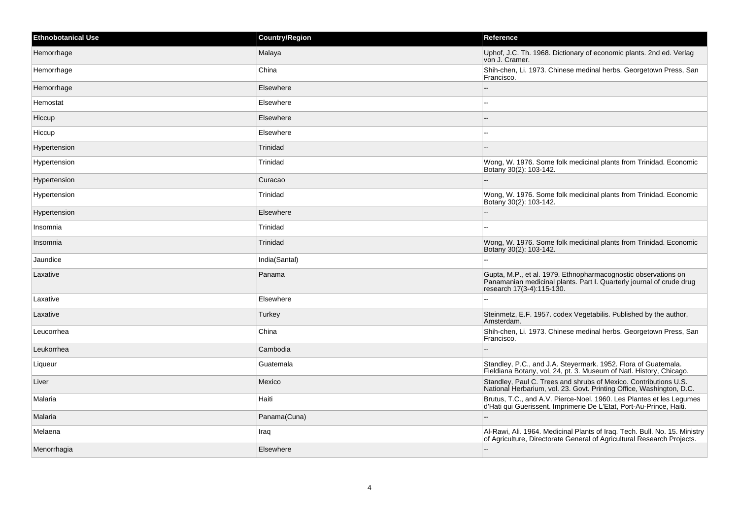| Ethnobotanical Use | Country/Region | Reference |
| --- | --- | --- |
| Hemorrhage | Malaya | Uphof, J.C. Th. 1968. Dictionary of economic plants. 2nd ed. Verlag von J. Cramer. |
| Hemorrhage | China | Shih-chen, Li. 1973. Chinese medinal herbs. Georgetown Press, San Francisco. |
| Hemorrhage | Elsewhere | -- |
| Hemostat | Elsewhere | -- |
| Hiccup | Elsewhere | -- |
| Hiccup | Elsewhere | -- |
| Hypertension | Trinidad | -- |
| Hypertension | Trinidad | Wong, W. 1976. Some folk medicinal plants from Trinidad. Economic Botany 30(2): 103-142. |
| Hypertension | Curacao | -- |
| Hypertension | Trinidad | Wong, W. 1976. Some folk medicinal plants from Trinidad. Economic Botany 30(2): 103-142. |
| Hypertension | Elsewhere | -- |
| Insomnia | Trinidad | -- |
| Insomnia | Trinidad | Wong, W. 1976. Some folk medicinal plants from Trinidad. Economic Botany 30(2): 103-142. |
| Jaundice | India(Santal) | -- |
| Laxative | Panama | Gupta, M.P., et al. 1979. Ethnopharmacognostic observations on Panamanian medicinal plants. Part I. Quarterly journal of crude drug research 17(3-4):115-130. |
| Laxative | Elsewhere | -- |
| Laxative | Turkey | Steinmetz, E.F. 1957. codex Vegetabilis. Published by the author, Amsterdam. |
| Leucorrhea | China | Shih-chen, Li. 1973. Chinese medinal herbs. Georgetown Press, San Francisco. |
| Leukorrhea | Cambodia | -- |
| Liqueur | Guatemala | Standley, P.C., and J.A. Steyermark. 1952. Flora of Guatemala. Fieldiana Botany, vol, 24, pt. 3. Museum of Natl. History, Chicago. |
| Liver | Mexico | Standley, Paul C. Trees and shrubs of Mexico. Contributions U.S. National Herbarium, vol. 23. Govt. Printing Office, Washington, D.C. |
| Malaria | Haiti | Brutus, T.C., and A.V. Pierce-Noel. 1960. Les Plantes et les Legumes d'Hati qui Guerissent. Imprimerie De L'Etat, Port-Au-Prince, Haiti. |
| Malaria | Panama(Cuna) | -- |
| Melaena | Iraq | Al-Rawi, Ali. 1964. Medicinal Plants of Iraq. Tech. Bull. No. 15. Ministry of Agriculture, Directorate General of Agricultural Research Projects. |
| Menorrhagia | Elsewhere | -- |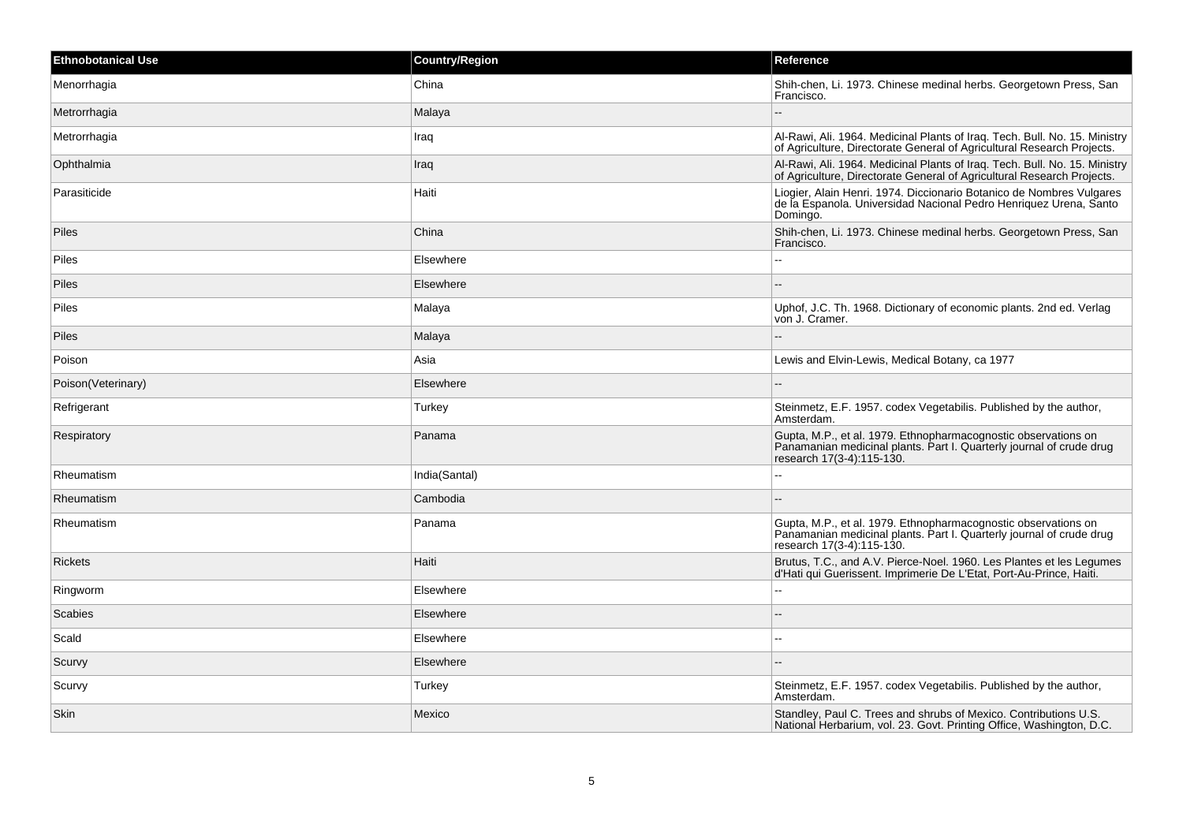| Ethnobotanical Use | Country/Region | Reference |
|---|---|---|
| Menorrhagia | China | Shih-chen, Li. 1973. Chinese medinal herbs. Georgetown Press, San Francisco. |
| Metrorrhagia | Malaya | -- |
| Metrorrhagia | Iraq | Al-Rawi, Ali. 1964. Medicinal Plants of Iraq. Tech. Bull. No. 15. Ministry of Agriculture, Directorate General of Agricultural Research Projects. |
| Ophthalmia | Iraq | Al-Rawi, Ali. 1964. Medicinal Plants of Iraq. Tech. Bull. No. 15. Ministry of Agriculture, Directorate General of Agricultural Research Projects. |
| Parasiticide | Haiti | Liogier, Alain Henri. 1974. Diccionario Botanico de Nombres Vulgares de la Espanola. Universidad Nacional Pedro Henriquez Urena, Santo Domingo. |
| Piles | China | Shih-chen, Li. 1973. Chinese medinal herbs. Georgetown Press, San Francisco. |
| Piles | Elsewhere | -- |
| Piles | Elsewhere | -- |
| Piles | Malaya | Uphof, J.C. Th. 1968. Dictionary of economic plants. 2nd ed. Verlag von J. Cramer. |
| Piles | Malaya | -- |
| Poison | Asia | Lewis and Elvin-Lewis, Medical Botany, ca 1977 |
| Poison(Veterinary) | Elsewhere | -- |
| Refrigerant | Turkey | Steinmetz, E.F. 1957. codex Vegetabilis. Published by the author, Amsterdam. |
| Respiratory | Panama | Gupta, M.P., et al. 1979. Ethnopharmacognostic observations on Panamanian medicinal plants. Part I. Quarterly journal of crude drug research 17(3-4):115-130. |
| Rheumatism | India(Santal) | -- |
| Rheumatism | Cambodia | -- |
| Rheumatism | Panama | Gupta, M.P., et al. 1979. Ethnopharmacognostic observations on Panamanian medicinal plants. Part I. Quarterly journal of crude drug research 17(3-4):115-130. |
| Rickets | Haiti | Brutus, T.C., and A.V. Pierce-Noel. 1960. Les Plantes et les Legumes d'Hati qui Guerissent. Imprimerie De L'Etat, Port-Au-Prince, Haiti. |
| Ringworm | Elsewhere | -- |
| Scabies | Elsewhere | -- |
| Scald | Elsewhere | -- |
| Scurvy | Elsewhere | -- |
| Scurvy | Turkey | Steinmetz, E.F. 1957. codex Vegetabilis. Published by the author, Amsterdam. |
| Skin | Mexico | Standley, Paul C. Trees and shrubs of Mexico. Contributions U.S. National Herbarium, vol. 23. Govt. Printing Office, Washington, D.C. |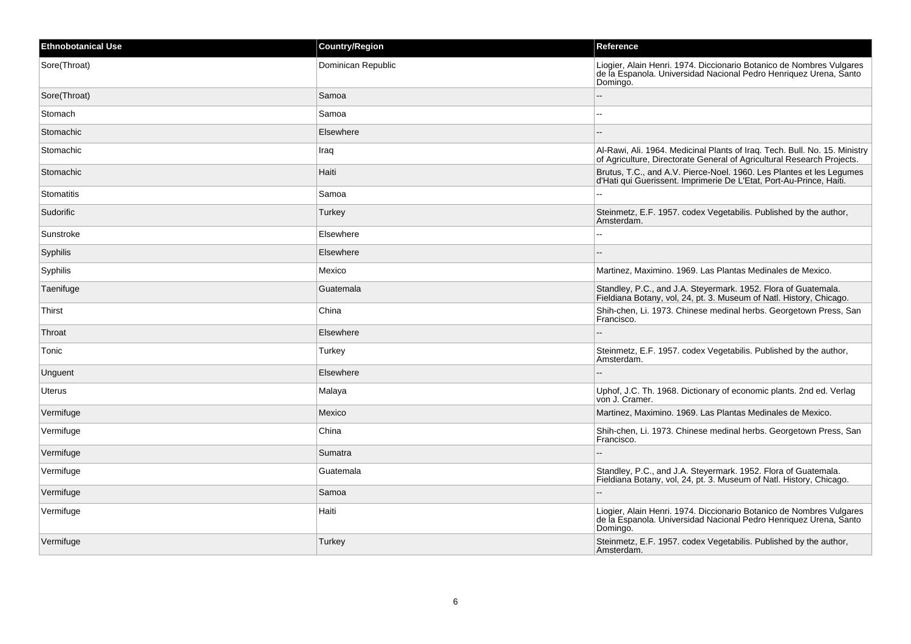| Ethnobotanical Use | Country/Region | Reference |
| --- | --- | --- |
| Sore(Throat) | Dominican Republic | Liogier, Alain Henri. 1974. Diccionario Botanico de Nombres Vulgares de la Espanola. Universidad Nacional Pedro Henriquez Urena, Santo Domingo. |
| Sore(Throat) | Samoa | -- |
| Stomach | Samoa | -- |
| Stomachic | Elsewhere | -- |
| Stomachic | Iraq | Al-Rawi, Ali. 1964. Medicinal Plants of Iraq. Tech. Bull. No. 15. Ministry of Agriculture, Directorate General of Agricultural Research Projects. |
| Stomachic | Haiti | Brutus, T.C., and A.V. Pierce-Noel. 1960. Les Plantes et les Legumes d'Hati qui Guerissent. Imprimerie De L'Etat, Port-Au-Prince, Haiti. |
| Stomatitis | Samoa | -- |
| Sudorific | Turkey | Steinmetz, E.F. 1957. codex Vegetabilis. Published by the author, Amsterdam. |
| Sunstroke | Elsewhere | -- |
| Syphilis | Elsewhere | -- |
| Syphilis | Mexico | Martinez, Maximino. 1969. Las Plantas Medinales de Mexico. |
| Taenifuge | Guatemala | Standley, P.C., and J.A. Steyermark. 1952. Flora of Guatemala. Fieldiana Botany, vol, 24, pt. 3. Museum of Natl. History, Chicago. |
| Thirst | China | Shih-chen, Li. 1973. Chinese medinal herbs. Georgetown Press, San Francisco. |
| Throat | Elsewhere | -- |
| Tonic | Turkey | Steinmetz, E.F. 1957. codex Vegetabilis. Published by the author, Amsterdam. |
| Unguent | Elsewhere | -- |
| Uterus | Malaya | Uphof, J.C. Th. 1968. Dictionary of economic plants. 2nd ed. Verlag von J. Cramer. |
| Vermifuge | Mexico | Martinez, Maximino. 1969. Las Plantas Medinales de Mexico. |
| Vermifuge | China | Shih-chen, Li. 1973. Chinese medinal herbs. Georgetown Press, San Francisco. |
| Vermifuge | Sumatra | -- |
| Vermifuge | Guatemala | Standley, P.C., and J.A. Steyermark. 1952. Flora of Guatemala. Fieldiana Botany, vol, 24, pt. 3. Museum of Natl. History, Chicago. |
| Vermifuge | Samoa | -- |
| Vermifuge | Haiti | Liogier, Alain Henri. 1974. Diccionario Botanico de Nombres Vulgares de la Espanola. Universidad Nacional Pedro Henriquez Urena, Santo Domingo. |
| Vermifuge | Turkey | Steinmetz, E.F. 1957. codex Vegetabilis. Published by the author, Amsterdam. |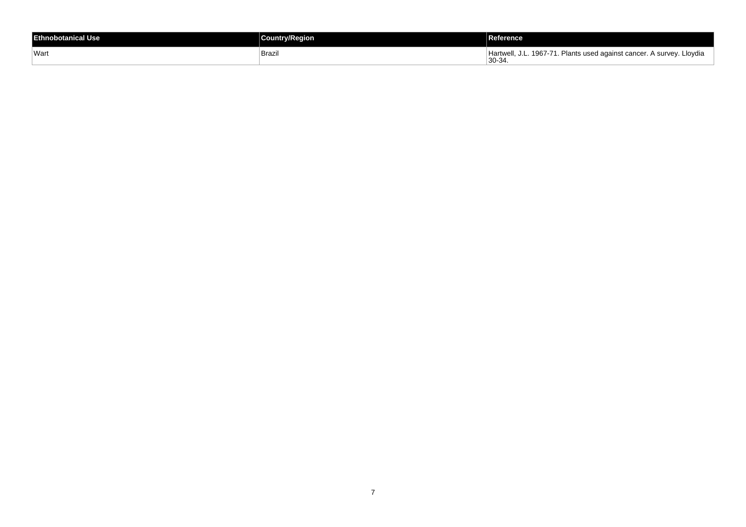| Ethnobotanical Use | Country/Region | Reference |
| --- | --- | --- |
| Wart | Brazil | Hartwell, J.L. 1967-71. Plants used against cancer. A survey. Lloydia 30-34. |